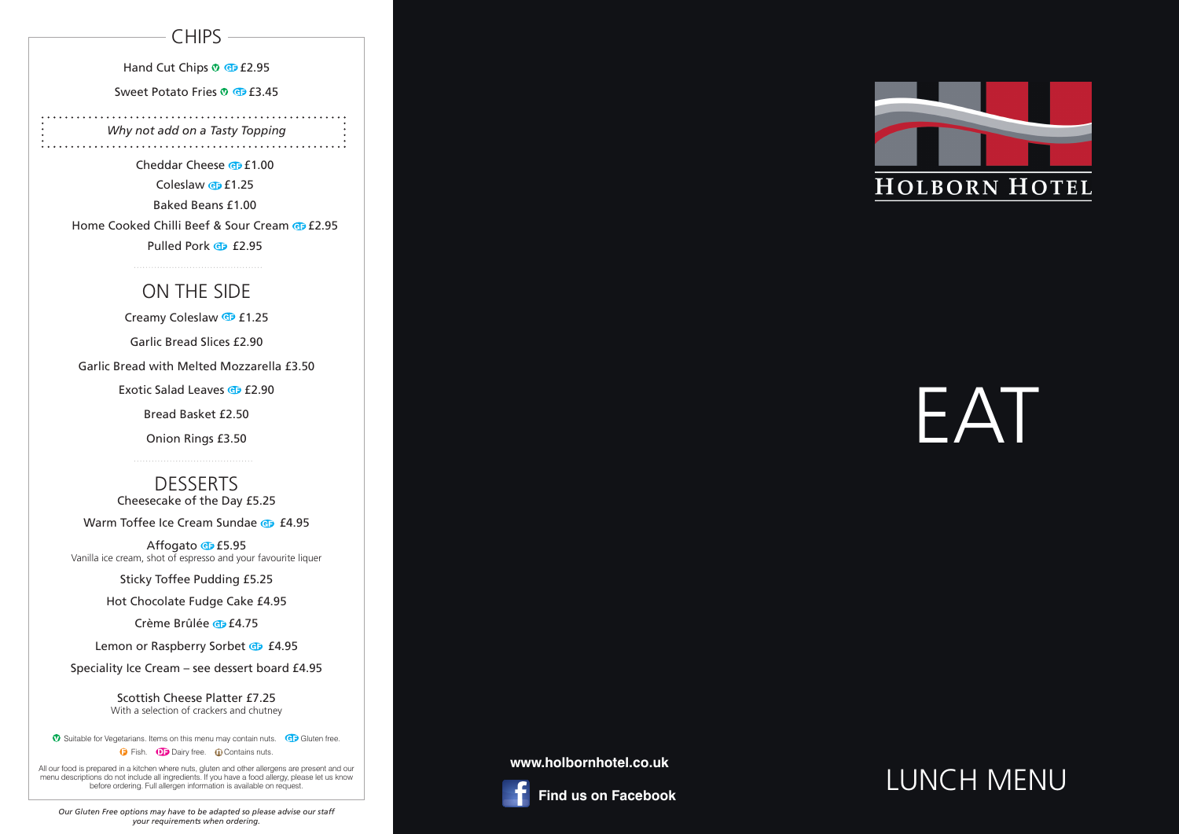## CHIPS

Hand Cut Chips (V) (GF) £2.95

Sweet Potato Fries (V) (GF) £3.45

*Why not add on a Tasty Topping*

Cheddar Cheese (GF) £1.00

Coleslaw (GF) £1.25

Baked Beans £1.00

Home Cooked Chilli Beef & Sour Cream (GF) £2.95

Pulled Pork (GF) £2.95

## ON THE SIDE

Creamy Coleslaw (GF) £1.25

Garlic Bread Slices £2.90

Garlic Bread with Melted Mozzarella £3.50

Exotic Salad Leaves (GF) £2.90

Bread Basket £2.50

Onion Rings £3.50

## DESSERTS

Cheesecake of the Day £5.25

Warm Toffee Ice Cream Sundae (GF) £4.95

Affogato (GF) £5.95
Vanilla ice cream, shot of espresso and your favourite liquer

Sticky Toffee Pudding £5.25

Hot Chocolate Fudge Cake £4.95

Crème Brûlée (GF) £4.75

Lemon or Raspberry Sorbet (GF) £4.95

Speciality Ice Cream – see dessert board £4.95

Scottish Cheese Platter £7.25
With a selection of crackers and chutney

(V) Suitable for Vegetarians. Items on this menu may contain nuts. (GF) Gluten free.
(F) Fish. (DF) Dairy free. (N) Contains nuts.

All our food is prepared in a kitchen where nuts, gluten and other allergens are present and our menu descriptions do not include all ingredients. If you have a food allergy, please let us know before ordering. Full allergen information is available on request.

*Our Gluten Free options may have to be adapted so please advise our staff your requirements when ordering.*

# HOLBORN HOTEL

# EAT

www.holbornhotel.co.uk

**Find us on Facebook**

## LUNCH MENU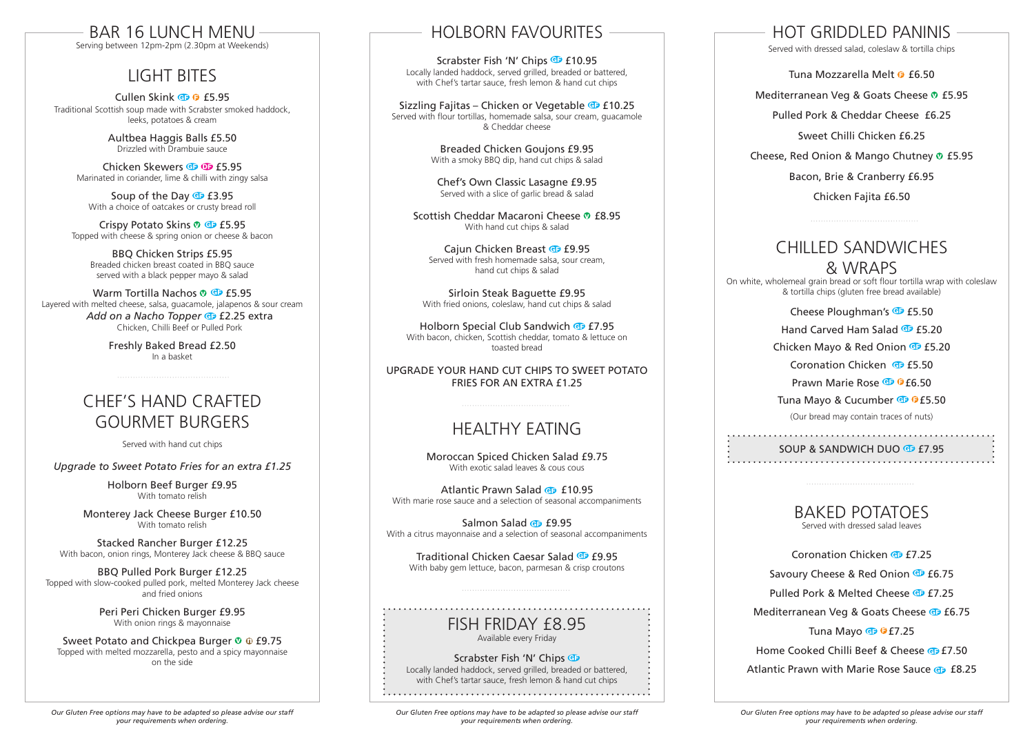# BAR 16 LUNCH MENU

Serving between 12pm-2pm (2.30pm at Weekends)

## LIGHT BITES

**Cullen Skink** GF F £5.95
Traditional Scottish soup made with Scrabster smoked haddock, leeks, potatoes & cream

**Aultbea Haggis Balls** £5.50
Drizzled with Drambuie sauce

**Chicken Skewers** GF DF £5.95
Marinated in coriander, lime & chilli with zingy salsa

**Soup of the Day** GF £3.95
With a choice of oatcakes or crusty bread roll

**Crispy Potato Skins** V GF £5.95
Topped with cheese & spring onion or cheese & bacon

**BBQ Chicken Strips** £5.95
Breaded chicken breast coated in BBQ sauce served with a black pepper mayo & salad

**Warm Tortilla Nachos** V GF £5.95
Layered with melted cheese, salsa, guacamole, jalapenos & sour cream
*Add on a Nacho Topper* GF £2.25 extra
Chicken, Chilli Beef or Pulled Pork

**Freshly Baked Bread** £2.50
In a basket

## CHEF'S HAND CRAFTED GOURMET BURGERS

Served with hand cut chips

*Upgrade to Sweet Potato Fries for an extra £1.25*

**Holborn Beef Burger** £9.95
With tomato relish

**Monterey Jack Cheese Burger** £10.50
With tomato relish

**Stacked Rancher Burger** £12.25
With bacon, onion rings, Monterey Jack cheese & BBQ sauce

**BBQ Pulled Pork Burger** £12.25
Topped with slow-cooked pulled pork, melted Monterey Jack cheese and fried onions

**Peri Peri Chicken Burger** £9.95
With onion rings & mayonnaise

**Sweet Potato and Chickpea Burger** V N £9.75
Topped with melted mozzarella, pesto and a spicy mayonnaise on the side

*Our Gluten Free options may have to be adapted so please advise our staff your requirements when ordering.*

## HOLBORN FAVOURITES

**Scrabster Fish 'N' Chips** GF £10.95
Locally landed haddock, served grilled, breaded or battered, with Chef's tartar sauce, fresh lemon & hand cut chips

**Sizzling Fajitas – Chicken or Vegetable** GF £10.25
Served with flour tortillas, homemade salsa, sour cream, guacamole & Cheddar cheese

**Breaded Chicken Goujons** £9.95
With a smoky BBQ dip, hand cut chips & salad

**Chef's Own Classic Lasagne** £9.95
Served with a slice of garlic bread & salad

**Scottish Cheddar Macaroni Cheese** V £8.95
With hand cut chips & salad

**Cajun Chicken Breast** GF £9.95
Served with fresh homemade salsa, sour cream, hand cut chips & salad

**Sirloin Steak Baguette** £9.95
With fried onions, coleslaw, hand cut chips & salad

**Holborn Special Club Sandwich** GF £7.95
With bacon, chicken, Scottish cheddar, tomato & lettuce on toasted bread

UPGRADE YOUR HAND CUT CHIPS TO SWEET POTATO FRIES FOR AN EXTRA £1.25

## HEALTHY EATING

**Moroccan Spiced Chicken Salad** £9.75
With exotic salad leaves & cous cous

**Atlantic Prawn Salad** GF £10.95
With marie rose sauce and a selection of seasonal accompaniments

**Salmon Salad** GF £9.95
With a citrus mayonnaise and a selection of seasonal accompaniments

**Traditional Chicken Caesar Salad** GF £9.95
With baby gem lettuce, bacon, parmesan & crisp croutons

## FISH FRIDAY £8.95

Available every Friday

**Scrabster Fish 'N' Chips** GF
Locally landed haddock, served grilled, breaded or battered, with Chef's tartar sauce, fresh lemon & hand cut chips

*Our Gluten Free options may have to be adapted so please advise our staff your requirements when ordering.*

## HOT GRIDDLED PANINIS

Served with dressed salad, coleslaw & tortilla chips

- Tuna Mozzarella Melt F £6.50
- Mediterranean Veg & Goats Cheese V £5.95
- Pulled Pork & Cheddar Cheese £6.25
- Sweet Chilli Chicken £6.25
- Cheese, Red Onion & Mango Chutney V £5.95
- Bacon, Brie & Cranberry £6.95
- Chicken Fajita £6.50

## CHILLED SANDWICHES & WRAPS

On white, wholemeal grain bread or soft flour tortilla wrap with coleslaw & tortilla chips (gluten free bread available)

- Cheese Ploughman's GF £5.50
- Hand Carved Ham Salad GF £5.20
- Chicken Mayo & Red Onion GF £5.20
- Coronation Chicken GF £5.50
- Prawn Marie Rose GF F £6.50
- Tuna Mayo & Cucumber GF F £5.50

(Our bread may contain traces of nuts)

SOUP & SANDWICH DUO GF £7.95

## BAKED POTATOES

Served with dressed salad leaves

- Coronation Chicken GF £7.25
- Savoury Cheese & Red Onion GF £6.75
- Pulled Pork & Melted Cheese GF £7.25
- Mediterranean Veg & Goats Cheese GF £6.75
- Tuna Mayo GF F £7.25
- Home Cooked Chilli Beef & Cheese GF £7.50
- Atlantic Prawn with Marie Rose Sauce GF £8.25

*Our Gluten Free options may have to be adapted so please advise our staff your requirements when ordering.*